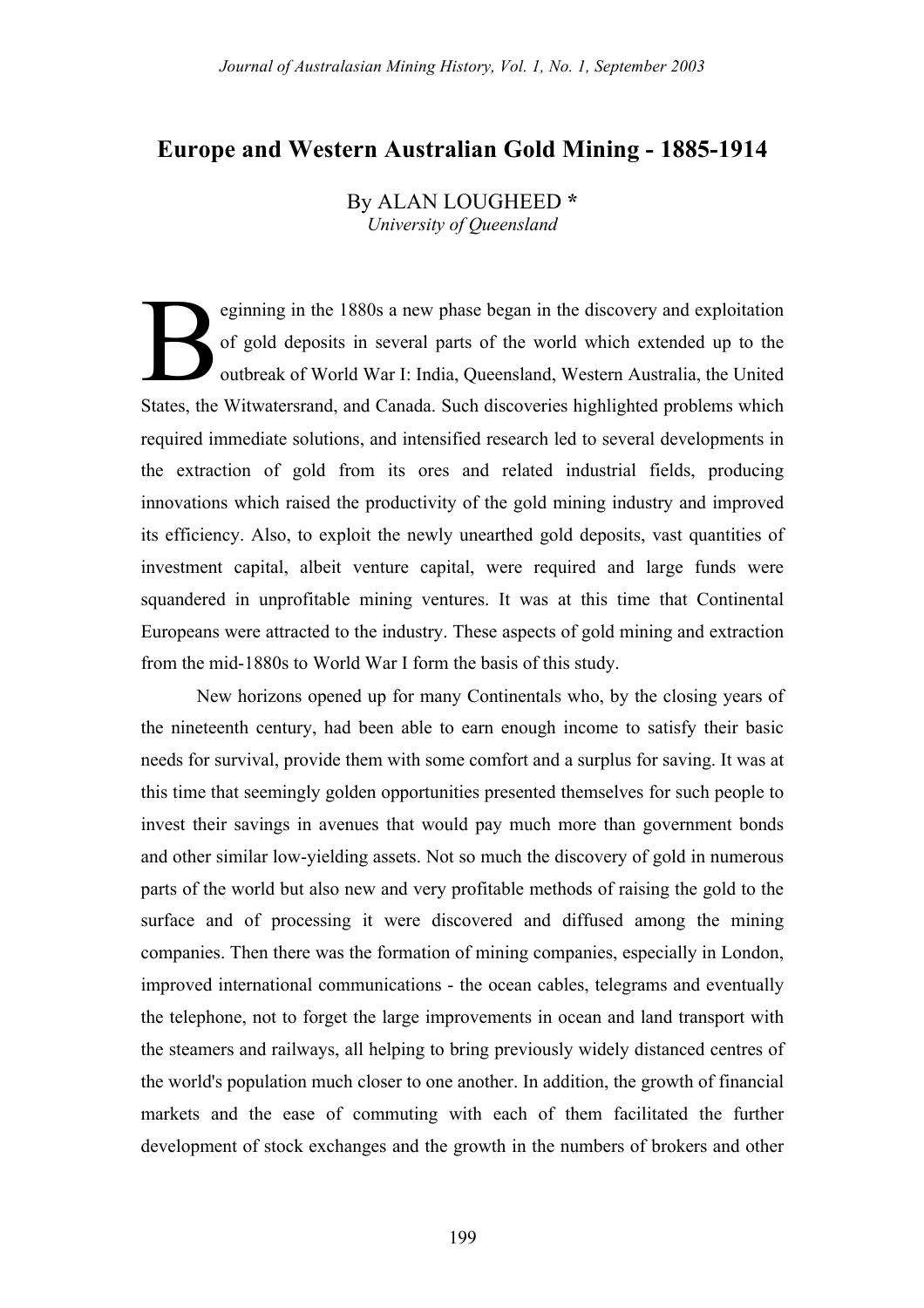# Europe and Western Australian Gold Mining - 1885-1914

By ALAN LOUGHEED *
*University of Queensland*

Beginning in the 1880s a new phase began in the discovery and exploitation of gold deposits in several parts of the world which extended up to the outbreak of World War I: India, Queensland, Western Australia, the United States, the Witwatersrand, and Canada. Such discoveries highlighted problems which required immediate solutions, and intensified research led to several developments in the extraction of gold from its ores and related industrial fields, producing innovations which raised the productivity of the gold mining industry and improved its efficiency. Also, to exploit the newly unearthed gold deposits, vast quantities of investment capital, albeit venture capital, were required and large funds were squandered in unprofitable mining ventures. It was at this time that Continental Europeans were attracted to the industry. These aspects of gold mining and extraction from the mid-1880s to World War I form the basis of this study.

New horizons opened up for many Continentals who, by the closing years of the nineteenth century, had been able to earn enough income to satisfy their basic needs for survival, provide them with some comfort and a surplus for saving. It was at this time that seemingly golden opportunities presented themselves for such people to invest their savings in avenues that would pay much more than government bonds and other similar low-yielding assets. Not so much the discovery of gold in numerous parts of the world but also new and very profitable methods of raising the gold to the surface and of processing it were discovered and diffused among the mining companies. Then there was the formation of mining companies, especially in London, improved international communications - the ocean cables, telegrams and eventually the telephone, not to forget the large improvements in ocean and land transport with the steamers and railways, all helping to bring previously widely distanced centres of the world's population much closer to one another. In addition, the growth of financial markets and the ease of commuting with each of them facilitated the further development of stock exchanges and the growth in the numbers of brokers and other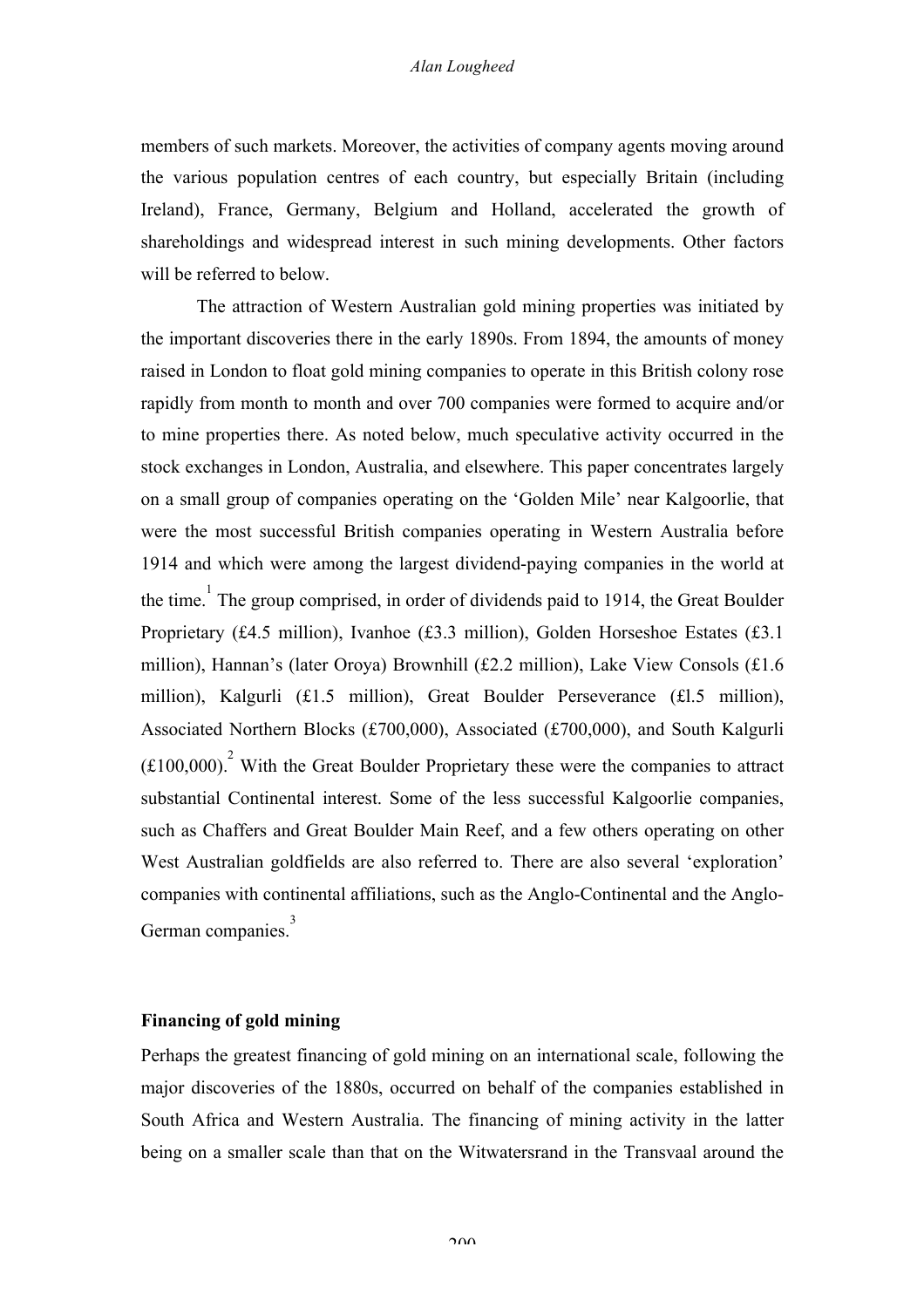members of such markets. Moreover, the activities of company agents moving around the various population centres of each country, but especially Britain (including Ireland), France, Germany, Belgium and Holland, accelerated the growth of shareholdings and widespread interest in such mining developments. Other factors will be referred to below.

The attraction of Western Australian gold mining properties was initiated by the important discoveries there in the early 1890s. From 1894, the amounts of money raised in London to float gold mining companies to operate in this British colony rose rapidly from month to month and over 700 companies were formed to acquire and/or to mine properties there. As noted below, much speculative activity occurred in the stock exchanges in London, Australia, and elsewhere. This paper concentrates largely on a small group of companies operating on the 'Golden Mile' near Kalgoorlie, that were the most successful British companies operating in Western Australia before 1914 and which were among the largest dividend-paying companies in the world at the time.[1] The group comprised, in order of dividends paid to 1914, the Great Boulder Proprietary (£4.5 million), Ivanhoe (£3.3 million), Golden Horseshoe Estates (£3.1 million), Hannan's (later Oroya) Brownhill (£2.2 million), Lake View Consols (£1.6 million), Kalgurli (£1.5 million), Great Boulder Perseverance (£l.5 million), Associated Northern Blocks (£700,000), Associated (£700,000), and South Kalgurli (£100,000).[2] With the Great Boulder Proprietary these were the companies to attract substantial Continental interest. Some of the less successful Kalgoorlie companies, such as Chaffers and Great Boulder Main Reef, and a few others operating on other West Australian goldfields are also referred to. There are also several 'exploration' companies with continental affiliations, such as the Anglo-Continental and the Anglo-German companies.[3]

**Financing of gold mining**

Perhaps the greatest financing of gold mining on an international scale, following the major discoveries of the 1880s, occurred on behalf of the companies established in South Africa and Western Australia. The financing of mining activity in the latter being on a smaller scale than that on the Witwatersrand in the Transvaal around the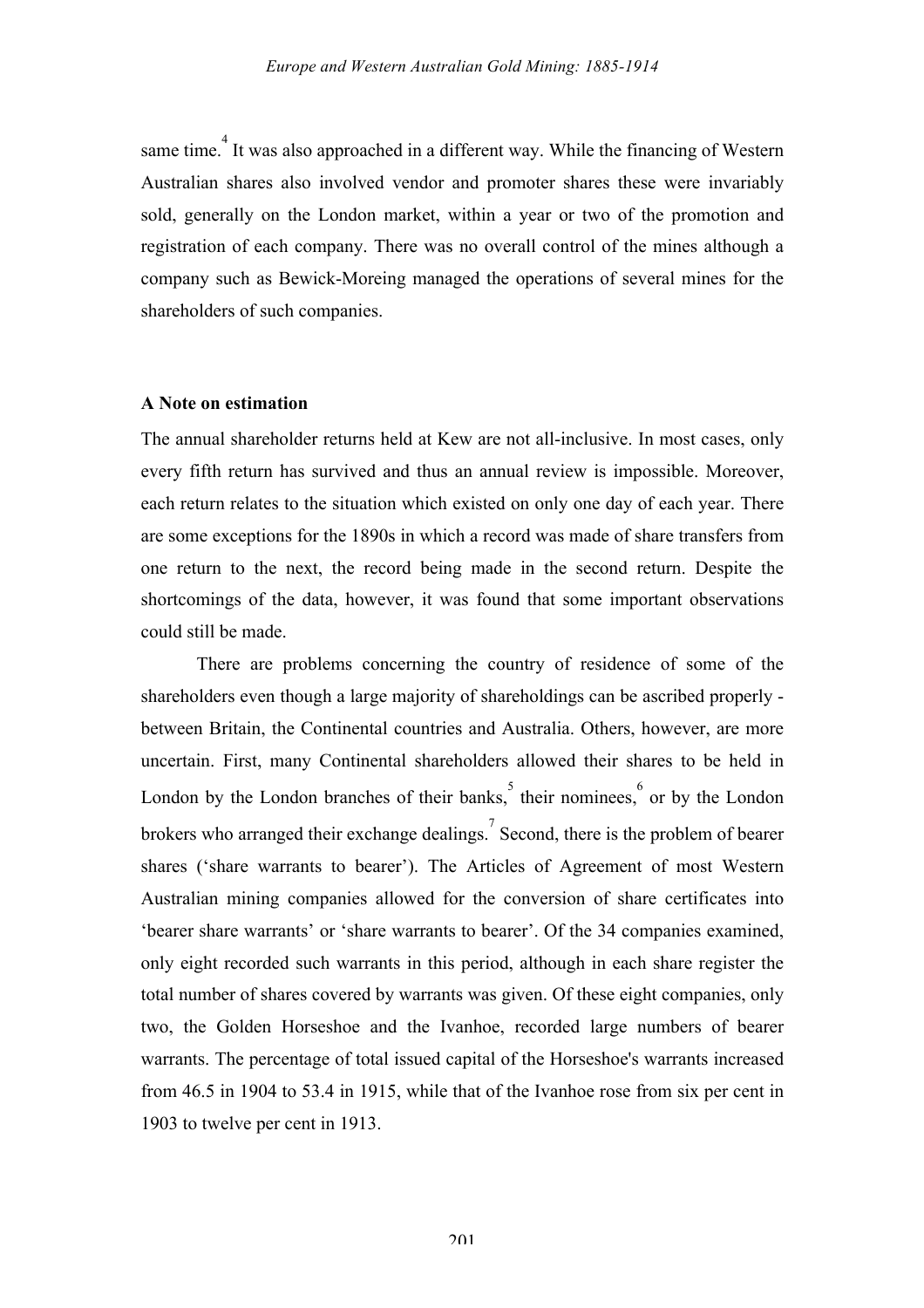same time.[4] It was also approached in a different way. While the financing of Western Australian shares also involved vendor and promoter shares these were invariably sold, generally on the London market, within a year or two of the promotion and registration of each company. There was no overall control of the mines although a company such as Bewick-Moreing managed the operations of several mines for the shareholders of such companies.

### A Note on estimation

The annual shareholder returns held at Kew are not all-inclusive. In most cases, only every fifth return has survived and thus an annual review is impossible. Moreover, each return relates to the situation which existed on only one day of each year. There are some exceptions for the 1890s in which a record was made of share transfers from one return to the next, the record being made in the second return. Despite the shortcomings of the data, however, it was found that some important observations could still be made.

There are problems concerning the country of residence of some of the shareholders even though a large majority of shareholdings can be ascribed properly - between Britain, the Continental countries and Australia. Others, however, are more uncertain. First, many Continental shareholders allowed their shares to be held in London by the London branches of their banks,[5] their nominees,[6] or by the London brokers who arranged their exchange dealings.[7] Second, there is the problem of bearer shares ('share warrants to bearer'). The Articles of Agreement of most Western Australian mining companies allowed for the conversion of share certificates into 'bearer share warrants' or 'share warrants to bearer'. Of the 34 companies examined, only eight recorded such warrants in this period, although in each share register the total number of shares covered by warrants was given. Of these eight companies, only two, the Golden Horseshoe and the Ivanhoe, recorded large numbers of bearer warrants. The percentage of total issued capital of the Horseshoe's warrants increased from 46.5 in 1904 to 53.4 in 1915, while that of the Ivanhoe rose from six per cent in 1903 to twelve per cent in 1913.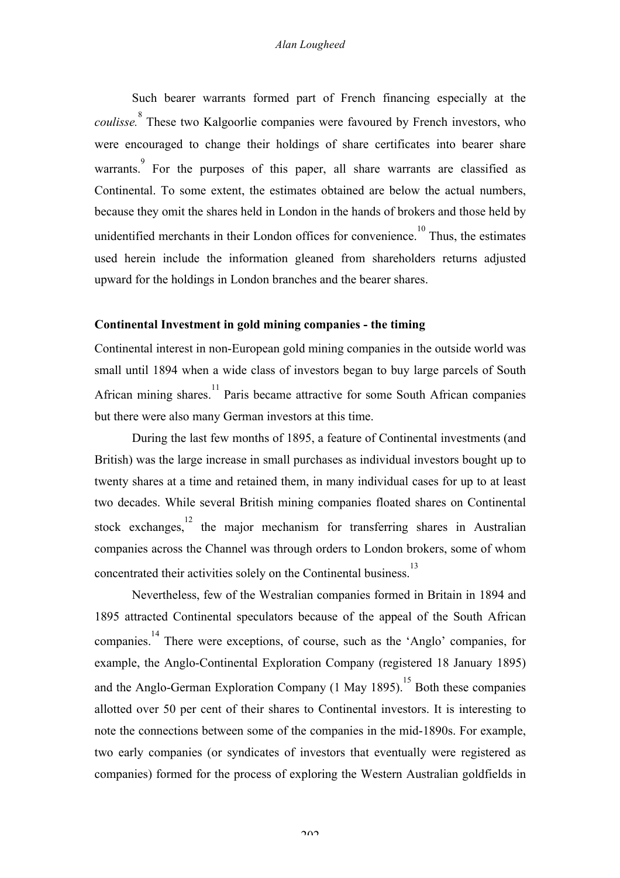Such bearer warrants formed part of French financing especially at the *coulisse.*[8] These two Kalgoorlie companies were favoured by French investors, who were encouraged to change their holdings of share certificates into bearer share warrants.[9] For the purposes of this paper, all share warrants are classified as Continental. To some extent, the estimates obtained are below the actual numbers, because they omit the shares held in London in the hands of brokers and those held by unidentified merchants in their London offices for convenience.[10] Thus, the estimates used herein include the information gleaned from shareholders returns adjusted upward for the holdings in London branches and the bearer shares.

### Continental Investment in gold mining companies - the timing

Continental interest in non-European gold mining companies in the outside world was small until 1894 when a wide class of investors began to buy large parcels of South African mining shares.[11] Paris became attractive for some South African companies but there were also many German investors at this time.

During the last few months of 1895, a feature of Continental investments (and British) was the large increase in small purchases as individual investors bought up to twenty shares at a time and retained them, in many individual cases for up to at least two decades. While several British mining companies floated shares on Continental stock exchanges,[12] the major mechanism for transferring shares in Australian companies across the Channel was through orders to London brokers, some of whom concentrated their activities solely on the Continental business.[13]

Nevertheless, few of the Westralian companies formed in Britain in 1894 and 1895 attracted Continental speculators because of the appeal of the South African companies.[14] There were exceptions, of course, such as the 'Anglo' companies, for example, the Anglo-Continental Exploration Company (registered 18 January 1895) and the Anglo-German Exploration Company (1 May 1895).[15] Both these companies allotted over 50 per cent of their shares to Continental investors. It is interesting to note the connections between some of the companies in the mid-1890s. For example, two early companies (or syndicates of investors that eventually were registered as companies) formed for the process of exploring the Western Australian goldfields in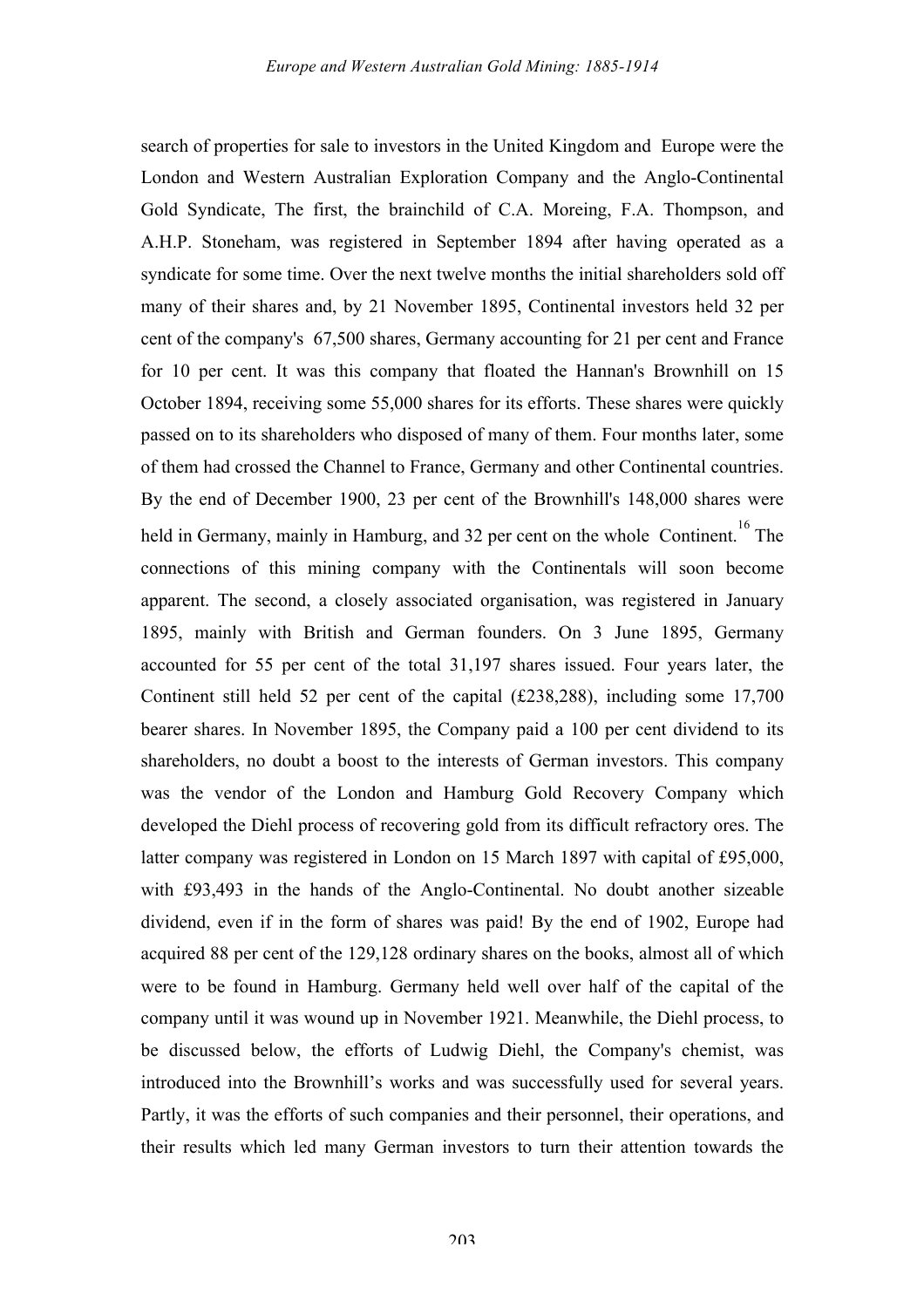search of properties for sale to investors in the United Kingdom and Europe were the London and Western Australian Exploration Company and the Anglo-Continental Gold Syndicate, The first, the brainchild of C.A. Moreing, F.A. Thompson, and A.H.P. Stoneham, was registered in September 1894 after having operated as a syndicate for some time. Over the next twelve months the initial shareholders sold off many of their shares and, by 21 November 1895, Continental investors held 32 per cent of the company's 67,500 shares, Germany accounting for 21 per cent and France for 10 per cent. It was this company that floated the Hannan's Brownhill on 15 October 1894, receiving some 55,000 shares for its efforts. These shares were quickly passed on to its shareholders who disposed of many of them. Four months later, some of them had crossed the Channel to France, Germany and other Continental countries. By the end of December 1900, 23 per cent of the Brownhill's 148,000 shares were held in Germany, mainly in Hamburg, and 32 per cent on the whole Continent.[16] The connections of this mining company with the Continentals will soon become apparent. The second, a closely associated organisation, was registered in January 1895, mainly with British and German founders. On 3 June 1895, Germany accounted for 55 per cent of the total 31,197 shares issued. Four years later, the Continent still held 52 per cent of the capital (£238,288), including some 17,700 bearer shares. In November 1895, the Company paid a 100 per cent dividend to its shareholders, no doubt a boost to the interests of German investors. This company was the vendor of the London and Hamburg Gold Recovery Company which developed the Diehl process of recovering gold from its difficult refractory ores. The latter company was registered in London on 15 March 1897 with capital of £95,000, with £93,493 in the hands of the Anglo-Continental. No doubt another sizeable dividend, even if in the form of shares was paid! By the end of 1902, Europe had acquired 88 per cent of the 129,128 ordinary shares on the books, almost all of which were to be found in Hamburg. Germany held well over half of the capital of the company until it was wound up in November 1921. Meanwhile, the Diehl process, to be discussed below, the efforts of Ludwig Diehl, the Company's chemist, was introduced into the Brownhill's works and was successfully used for several years. Partly, it was the efforts of such companies and their personnel, their operations, and their results which led many German investors to turn their attention towards the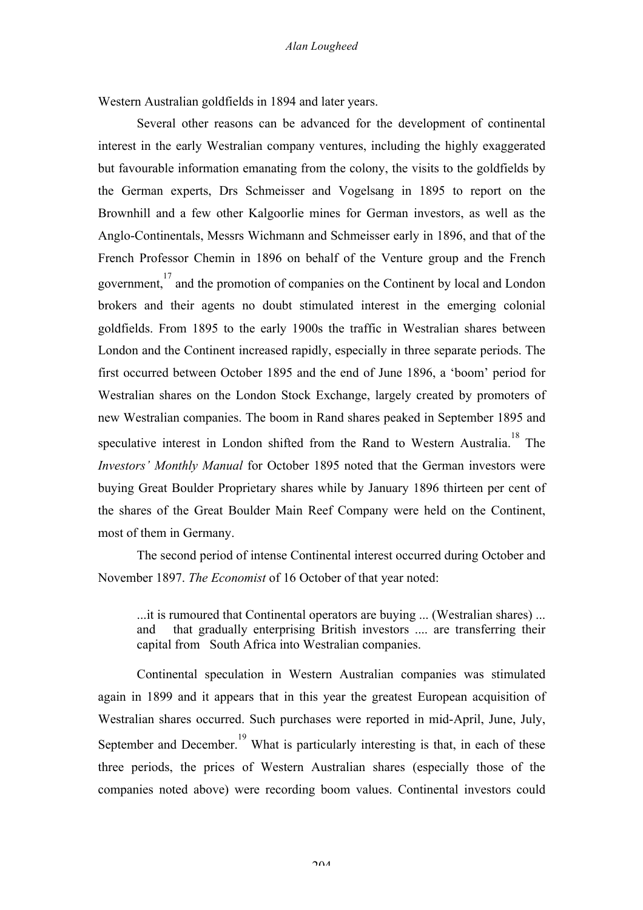Western Australian goldfields in 1894 and later years.

Several other reasons can be advanced for the development of continental interest in the early Westralian company ventures, including the highly exaggerated but favourable information emanating from the colony, the visits to the goldfields by the German experts, Drs Schmeisser and Vogelsang in 1895 to report on the Brownhill and a few other Kalgoorlie mines for German investors, as well as the Anglo-Continentals, Messrs Wichmann and Schmeisser early in 1896, and that of the French Professor Chemin in 1896 on behalf of the Venture group and the French government,[17] and the promotion of companies on the Continent by local and London brokers and their agents no doubt stimulated interest in the emerging colonial goldfields. From 1895 to the early 1900s the traffic in Westralian shares between London and the Continent increased rapidly, especially in three separate periods. The first occurred between October 1895 and the end of June 1896, a 'boom' period for Westralian shares on the London Stock Exchange, largely created by promoters of new Westralian companies. The boom in Rand shares peaked in September 1895 and speculative interest in London shifted from the Rand to Western Australia.[18] The *Investors' Monthly Manual* for October 1895 noted that the German investors were buying Great Boulder Proprietary shares while by January 1896 thirteen per cent of the shares of the Great Boulder Main Reef Company were held on the Continent, most of them in Germany.

The second period of intense Continental interest occurred during October and November 1897. *The Economist* of 16 October of that year noted:

> ...it is rumoured that Continental operators are buying ... (Westralian shares) ... and that gradually enterprising British investors .... are transferring their capital from South Africa into Westralian companies.

Continental speculation in Western Australian companies was stimulated again in 1899 and it appears that in this year the greatest European acquisition of Westralian shares occurred. Such purchases were reported in mid-April, June, July, September and December.[19] What is particularly interesting is that, in each of these three periods, the prices of Western Australian shares (especially those of the companies noted above) were recording boom values. Continental investors could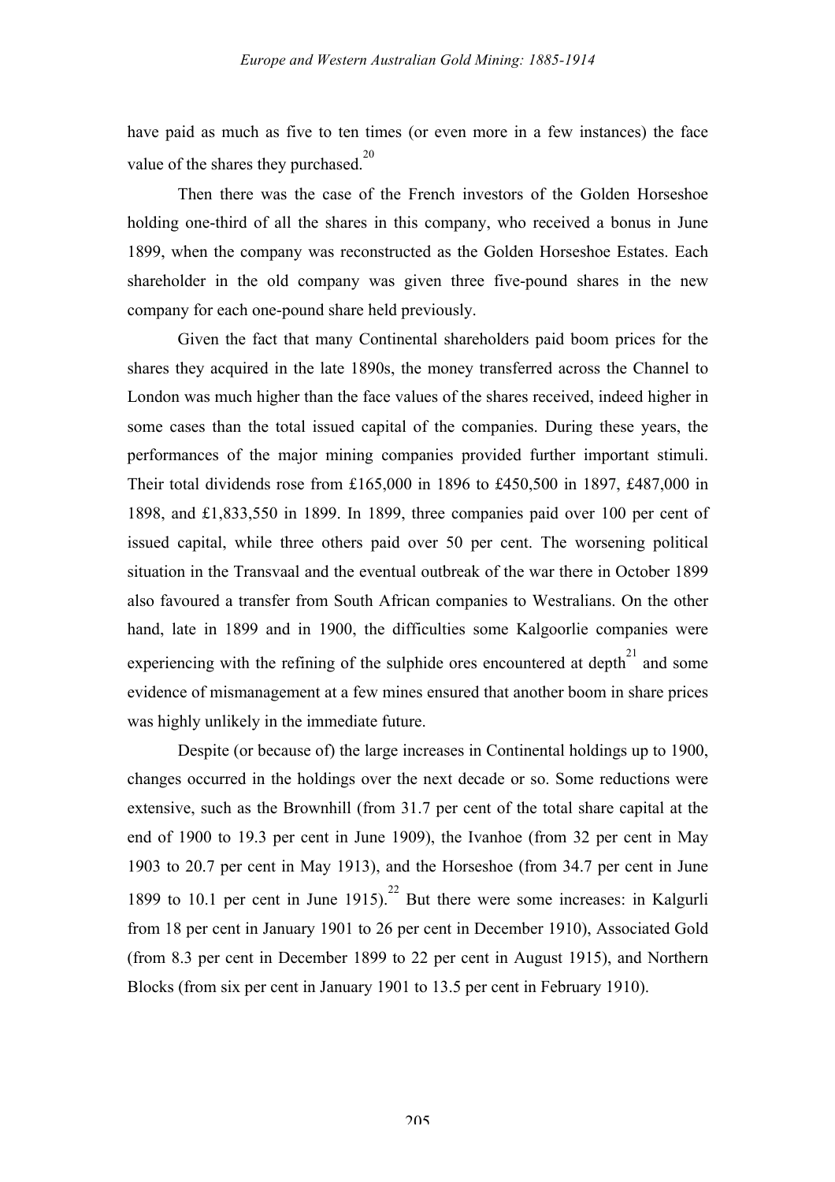have paid as much as five to ten times (or even more in a few instances) the face value of the shares they purchased.[20]

Then there was the case of the French investors of the Golden Horseshoe holding one-third of all the shares in this company, who received a bonus in June 1899, when the company was reconstructed as the Golden Horseshoe Estates. Each shareholder in the old company was given three five-pound shares in the new company for each one-pound share held previously.

Given the fact that many Continental shareholders paid boom prices for the shares they acquired in the late 1890s, the money transferred across the Channel to London was much higher than the face values of the shares received, indeed higher in some cases than the total issued capital of the companies. During these years, the performances of the major mining companies provided further important stimuli. Their total dividends rose from £165,000 in 1896 to £450,500 in 1897, £487,000 in 1898, and £1,833,550 in 1899. In 1899, three companies paid over 100 per cent of issued capital, while three others paid over 50 per cent. The worsening political situation in the Transvaal and the eventual outbreak of the war there in October 1899 also favoured a transfer from South African companies to Westralians. On the other hand, late in 1899 and in 1900, the difficulties some Kalgoorlie companies were experiencing with the refining of the sulphide ores encountered at depth[21] and some evidence of mismanagement at a few mines ensured that another boom in share prices was highly unlikely in the immediate future.

Despite (or because of) the large increases in Continental holdings up to 1900, changes occurred in the holdings over the next decade or so. Some reductions were extensive, such as the Brownhill (from 31.7 per cent of the total share capital at the end of 1900 to 19.3 per cent in June 1909), the Ivanhoe (from 32 per cent in May 1903 to 20.7 per cent in May 1913), and the Horseshoe (from 34.7 per cent in June 1899 to 10.1 per cent in June 1915).[22] But there were some increases: in Kalgurli from 18 per cent in January 1901 to 26 per cent in December 1910), Associated Gold (from 8.3 per cent in December 1899 to 22 per cent in August 1915), and Northern Blocks (from six per cent in January 1901 to 13.5 per cent in February 1910).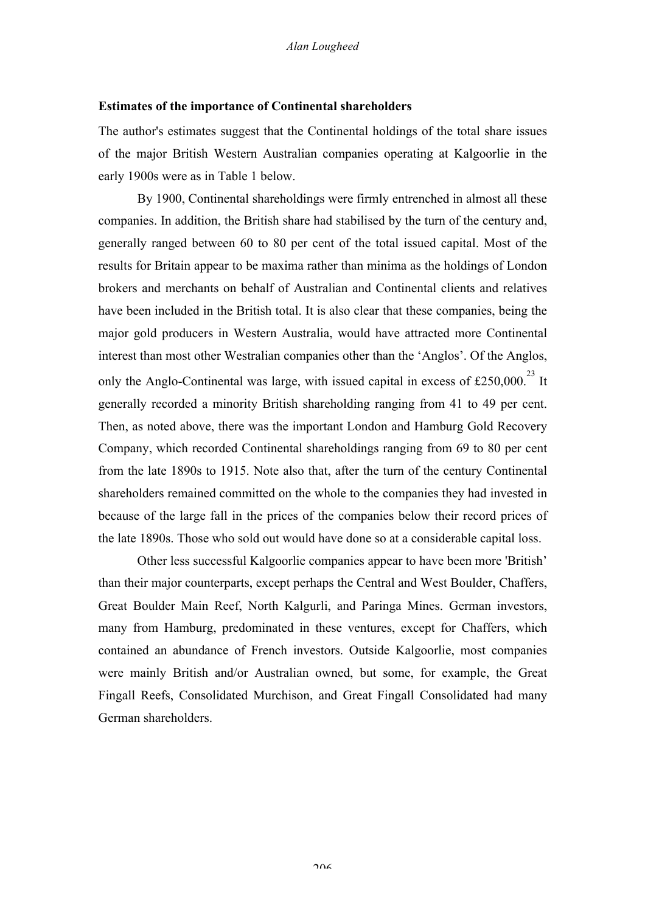### Estimates of the importance of Continental shareholders

The author's estimates suggest that the Continental holdings of the total share issues of the major British Western Australian companies operating at Kalgoorlie in the early 1900s were as in Table 1 below.

By 1900, Continental shareholdings were firmly entrenched in almost all these companies. In addition, the British share had stabilised by the turn of the century and, generally ranged between 60 to 80 per cent of the total issued capital. Most of the results for Britain appear to be maxima rather than minima as the holdings of London brokers and merchants on behalf of Australian and Continental clients and relatives have been included in the British total. It is also clear that these companies, being the major gold producers in Western Australia, would have attracted more Continental interest than most other Westralian companies other than the 'Anglos'. Of the Anglos, only the Anglo-Continental was large, with issued capital in excess of £250,000.[23] It generally recorded a minority British shareholding ranging from 41 to 49 per cent. Then, as noted above, there was the important London and Hamburg Gold Recovery Company, which recorded Continental shareholdings ranging from 69 to 80 per cent from the late 1890s to 1915. Note also that, after the turn of the century Continental shareholders remained committed on the whole to the companies they had invested in because of the large fall in the prices of the companies below their record prices of the late 1890s. Those who sold out would have done so at a considerable capital loss.

Other less successful Kalgoorlie companies appear to have been more 'British' than their major counterparts, except perhaps the Central and West Boulder, Chaffers, Great Boulder Main Reef, North Kalgurli, and Paringa Mines. German investors, many from Hamburg, predominated in these ventures, except for Chaffers, which contained an abundance of French investors. Outside Kalgoorlie, most companies were mainly British and/or Australian owned, but some, for example, the Great Fingall Reefs, Consolidated Murchison, and Great Fingall Consolidated had many German shareholders.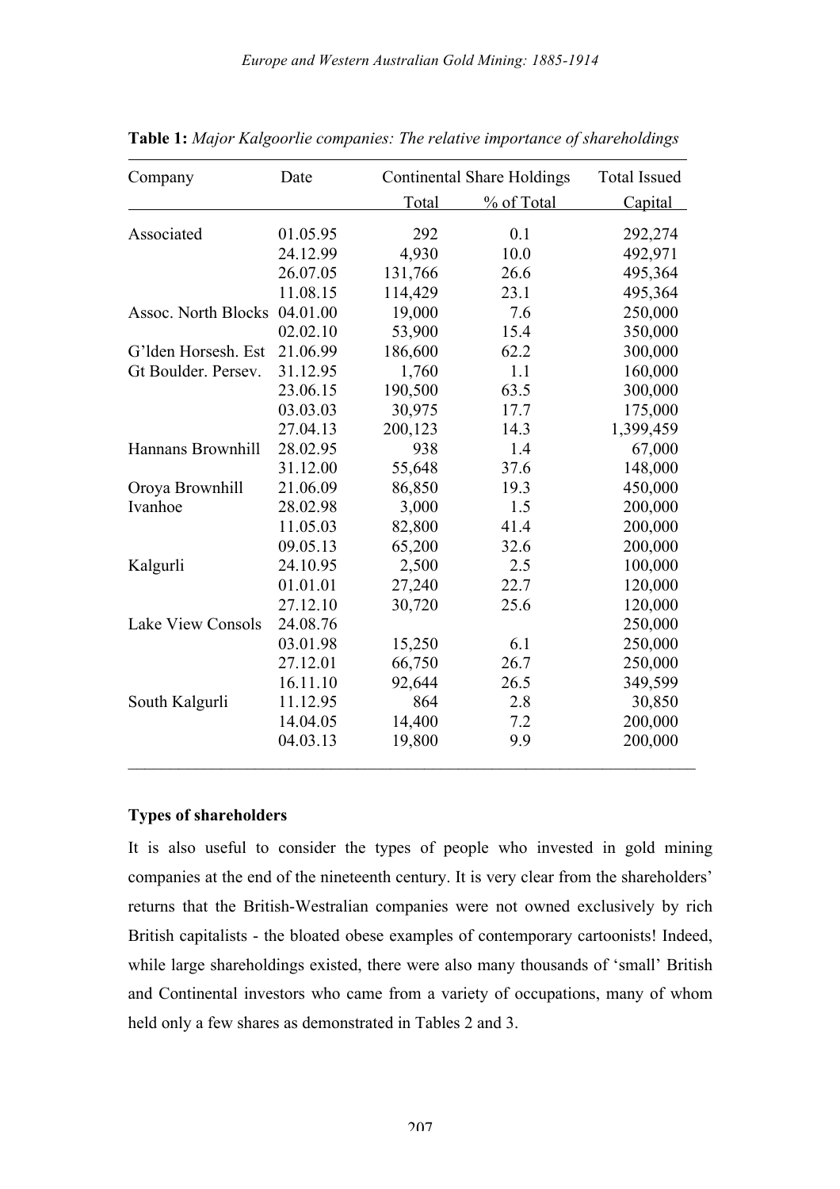**Table 1:** *Major Kalgoorlie companies: The relative importance of shareholdings*

| Company | Date | Continental Share Holdings | | Total Issued |
|---|---|---|---|---|
| | | Total | % of Total | Capital |
| Associated | 01.05.95 | 292 | 0.1 | 292,274 |
| | 24.12.99 | 4,930 | 10.0 | 492,971 |
| | 26.07.05 | 131,766 | 26.6 | 495,364 |
| | 11.08.15 | 114,429 | 23.1 | 495,364 |
| Assoc. North Blocks | 04.01.00 | 19,000 | 7.6 | 250,000 |
| | 02.02.10 | 53,900 | 15.4 | 350,000 |
| G'lden Horsesh. Est | 21.06.99 | 186,600 | 62.2 | 300,000 |
| Gt Boulder. Persev. | 31.12.95 | 1,760 | 1.1 | 160,000 |
| | 23.06.15 | 190,500 | 63.5 | 300,000 |
| | 03.03.03 | 30,975 | 17.7 | 175,000 |
| | 27.04.13 | 200,123 | 14.3 | 1,399,459 |
| Hannans Brownhill | 28.02.95 | 938 | 1.4 | 67,000 |
| | 31.12.00 | 55,648 | 37.6 | 148,000 |
| Oroya Brownhill | 21.06.09 | 86,850 | 19.3 | 450,000 |
| Ivanhoe | 28.02.98 | 3,000 | 1.5 | 200,000 |
| | 11.05.03 | 82,800 | 41.4 | 200,000 |
| | 09.05.13 | 65,200 | 32.6 | 200,000 |
| Kalgurli | 24.10.95 | 2,500 | 2.5 | 100,000 |
| | 01.01.01 | 27,240 | 22.7 | 120,000 |
| | 27.12.10 | 30,720 | 25.6 | 120,000 |
| Lake View Consols | 24.08.76 | | | 250,000 |
| | 03.01.98 | 15,250 | 6.1 | 250,000 |
| | 27.12.01 | 66,750 | 26.7 | 250,000 |
| | 16.11.10 | 92,644 | 26.5 | 349,599 |
| South Kalgurli | 11.12.95 | 864 | 2.8 | 30,850 |
| | 14.04.05 | 14,400 | 7.2 | 200,000 |
| | 04.03.13 | 19,800 | 9.9 | 200,000 |

**Types of shareholders**

It is also useful to consider the types of people who invested in gold mining companies at the end of the nineteenth century. It is very clear from the shareholders' returns that the British-Westralian companies were not owned exclusively by rich British capitalists - the bloated obese examples of contemporary cartoonists! Indeed, while large shareholdings existed, there were also many thousands of 'small' British and Continental investors who came from a variety of occupations, many of whom held only a few shares as demonstrated in Tables 2 and 3.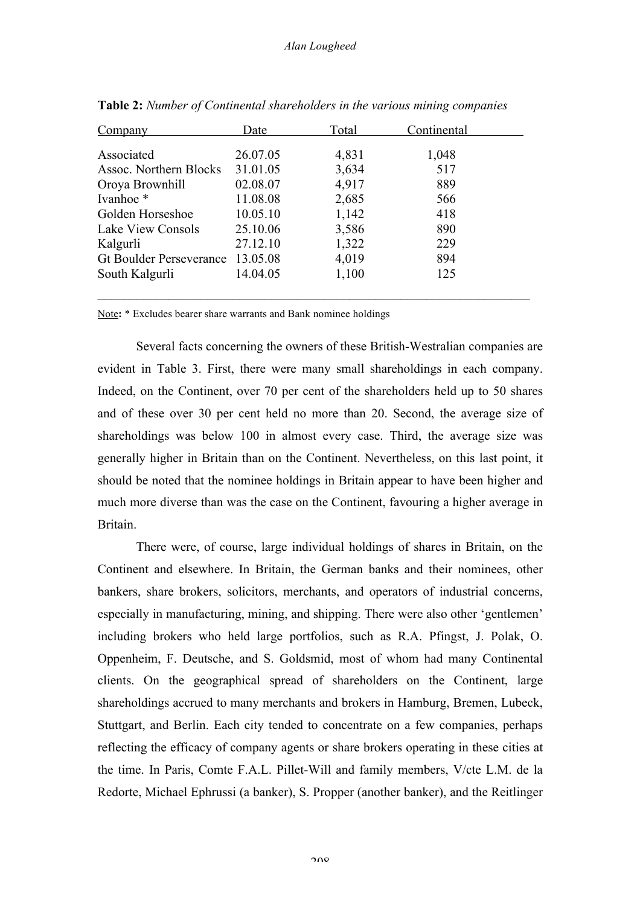**Table 2:** *Number of Continental shareholders in the various mining companies*

| Company | Date | Total | Continental |
|---|---|---|---|
| Associated | 26.07.05 | 4,831 | 1,048 |
| Assoc. Northern Blocks | 31.01.05 | 3,634 | 517 |
| Oroya Brownhill | 02.08.07 | 4,917 | 889 |
| Ivanhoe * | 11.08.08 | 2,685 | 566 |
| Golden Horseshoe | 10.05.10 | 1,142 | 418 |
| Lake View Consols | 25.10.06 | 3,586 | 890 |
| Kalgurli | 27.12.10 | 1,322 | 229 |
| Gt Boulder Perseverance | 13.05.08 | 4,019 | 894 |
| South Kalgurli | 14.04.05 | 1,100 | 125 |

Note: * Excludes bearer share warrants and Bank nominee holdings

Several facts concerning the owners of these British-Westralian companies are evident in Table 3. First, there were many small shareholdings in each company. Indeed, on the Continent, over 70 per cent of the shareholders held up to 50 shares and of these over 30 per cent held no more than 20. Second, the average size of shareholdings was below 100 in almost every case. Third, the average size was generally higher in Britain than on the Continent. Nevertheless, on this last point, it should be noted that the nominee holdings in Britain appear to have been higher and much more diverse than was the case on the Continent, favouring a higher average in Britain.

There were, of course, large individual holdings of shares in Britain, on the Continent and elsewhere. In Britain, the German banks and their nominees, other bankers, share brokers, solicitors, merchants, and operators of industrial concerns, especially in manufacturing, mining, and shipping. There were also other 'gentlemen' including brokers who held large portfolios, such as R.A. Pfingst, J. Polak, O. Oppenheim, F. Deutsche, and S. Goldsmid, most of whom had many Continental clients. On the geographical spread of shareholders on the Continent, large shareholdings accrued to many merchants and brokers in Hamburg, Bremen, Lubeck, Stuttgart, and Berlin. Each city tended to concentrate on a few companies, perhaps reflecting the efficacy of company agents or share brokers operating in these cities at the time. In Paris, Comte F.A.L. Pillet-Will and family members, V/cte L.M. de la Redorte, Michael Ephrussi (a banker), S. Propper (another banker), and the Reitlinger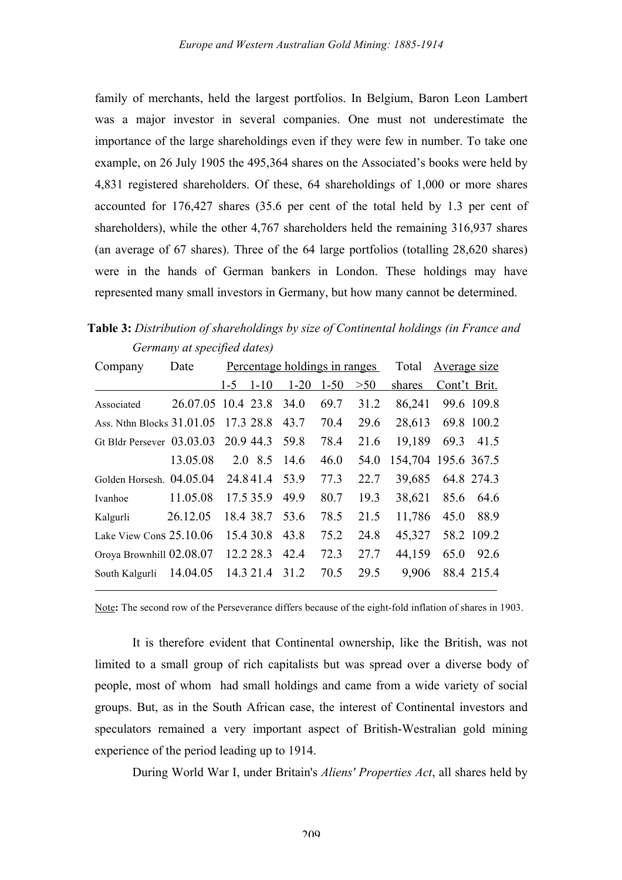family of merchants, held the largest portfolios. In Belgium, Baron Leon Lambert was a major investor in several companies. One must not underestimate the importance of the large shareholdings even if they were few in number. To take one example, on 26 July 1905 the 495,364 shares on the Associated's books were held by 4,831 registered shareholders. Of these, 64 shareholdings of 1,000 or more shares accounted for 176,427 shares (35.6 per cent of the total held by 1.3 per cent of shareholders), while the other 4,767 shareholders held the remaining 316,937 shares (an average of 67 shares). Three of the 64 large portfolios (totalling 28,620 shares) were in the hands of German bankers in London. These holdings may have represented many small investors in Germany, but how many cannot be determined.

**Table 3:** *Distribution of shareholdings by size of Continental holdings (in France and Germany at specified dates)*

| Company | Date | Percentage holdings in ranges | | | | | Total | Average size | |
|---|---|---|---|---|---|---|---|---|---|
| | | 1-5 | 1-10 | 1-20 | 1-50 | >50 | shares | Cont't | Brit. |
| Associated | 26.07.05 | 10.4 | 23.8 | 34.0 | 69.7 | 31.2 | 86,241 | 99.6 | 109.8 |
| Ass. Nthn Blocks | 31.01.05 | 17.3 | 28.8 | 43.7 | 70.4 | 29.6 | 28,613 | 69.8 | 100.2 |
| Gt Bldr Persever | 03.03.03 | 20.9 | 44.3 | 59.8 | 78.4 | 21.6 | 19,189 | 69.3 | 41.5 |
| | 13.05.08 | 2.0 | 8.5 | 14.6 | 46.0 | 54.0 | 154,704 | 195.6 | 367.5 |
| Golden Horsesh. | 04.05.04 | 24.8 | 41.4 | 53.9 | 77.3 | 22.7 | 39,685 | 64.8 | 274.3 |
| Ivanhoe | 11.05.08 | 17.5 | 35.9 | 49.9 | 80.7 | 19.3 | 38,621 | 85.6 | 64.6 |
| Kalgurli | 26.12.05 | 18.4 | 38.7 | 53.6 | 78.5 | 21.5 | 11,786 | 45.0 | 88.9 |
| Lake View Cons | 25.10.06 | 15.4 | 30.8 | 43.8 | 75.2 | 24.8 | 45,327 | 58.2 | 109.2 |
| Oroya Brownhill | 02.08.07 | 12.2 | 28.3 | 42.4 | 72.3 | 27.7 | 44,159 | 65.0 | 92.6 |
| South Kalgurli | 14.04.05 | 14.3 | 21.4 | 31.2 | 70.5 | 29.5 | 9,906 | 88.4 | 215.4 |

Note: The second row of the Perseverance differs because of the eight-fold inflation of shares in 1903.

It is therefore evident that Continental ownership, like the British, was not limited to a small group of rich capitalists but was spread over a diverse body of people, most of whom had small holdings and came from a wide variety of social groups. But, as in the South African case, the interest of Continental investors and speculators remained a very important aspect of British-Westralian gold mining experience of the period leading up to 1914.

During World War I, under Britain's *Aliens' Properties Act*, all shares held by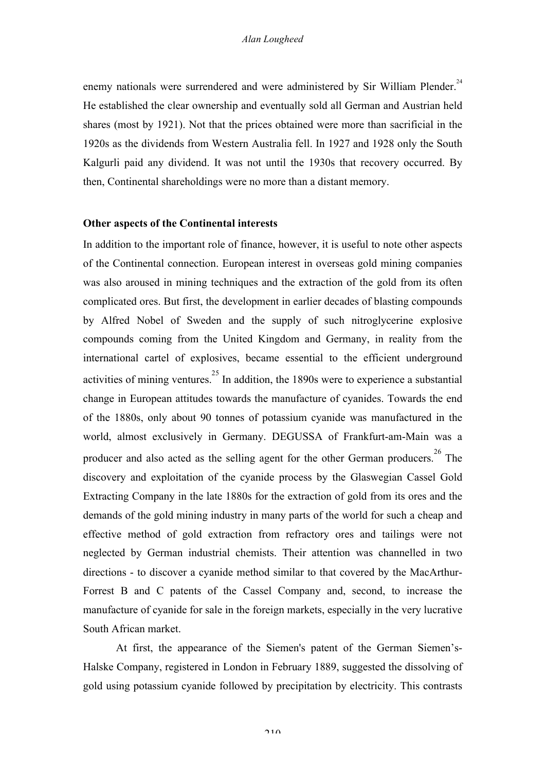enemy nationals were surrendered and were administered by Sir William Plender.[24] He established the clear ownership and eventually sold all German and Austrian held shares (most by 1921). Not that the prices obtained were more than sacrificial in the 1920s as the dividends from Western Australia fell. In 1927 and 1928 only the South Kalgurli paid any dividend. It was not until the 1930s that recovery occurred. By then, Continental shareholdings were no more than a distant memory.

**Other aspects of the Continental interests**

In addition to the important role of finance, however, it is useful to note other aspects of the Continental connection. European interest in overseas gold mining companies was also aroused in mining techniques and the extraction of the gold from its often complicated ores. But first, the development in earlier decades of blasting compounds by Alfred Nobel of Sweden and the supply of such nitroglycerine explosive compounds coming from the United Kingdom and Germany, in reality from the international cartel of explosives, became essential to the efficient underground activities of mining ventures.[25] In addition, the 1890s were to experience a substantial change in European attitudes towards the manufacture of cyanides. Towards the end of the 1880s, only about 90 tonnes of potassium cyanide was manufactured in the world, almost exclusively in Germany. DEGUSSA of Frankfurt-am-Main was a producer and also acted as the selling agent for the other German producers.[26] The discovery and exploitation of the cyanide process by the Glaswegian Cassel Gold Extracting Company in the late 1880s for the extraction of gold from its ores and the demands of the gold mining industry in many parts of the world for such a cheap and effective method of gold extraction from refractory ores and tailings were not neglected by German industrial chemists. Their attention was channelled in two directions - to discover a cyanide method similar to that covered by the MacArthur-Forrest B and C patents of the Cassel Company and, second, to increase the manufacture of cyanide for sale in the foreign markets, especially in the very lucrative South African market.

At first, the appearance of the Siemen's patent of the German Siemen's-Halske Company, registered in London in February 1889, suggested the dissolving of gold using potassium cyanide followed by precipitation by electricity. This contrasts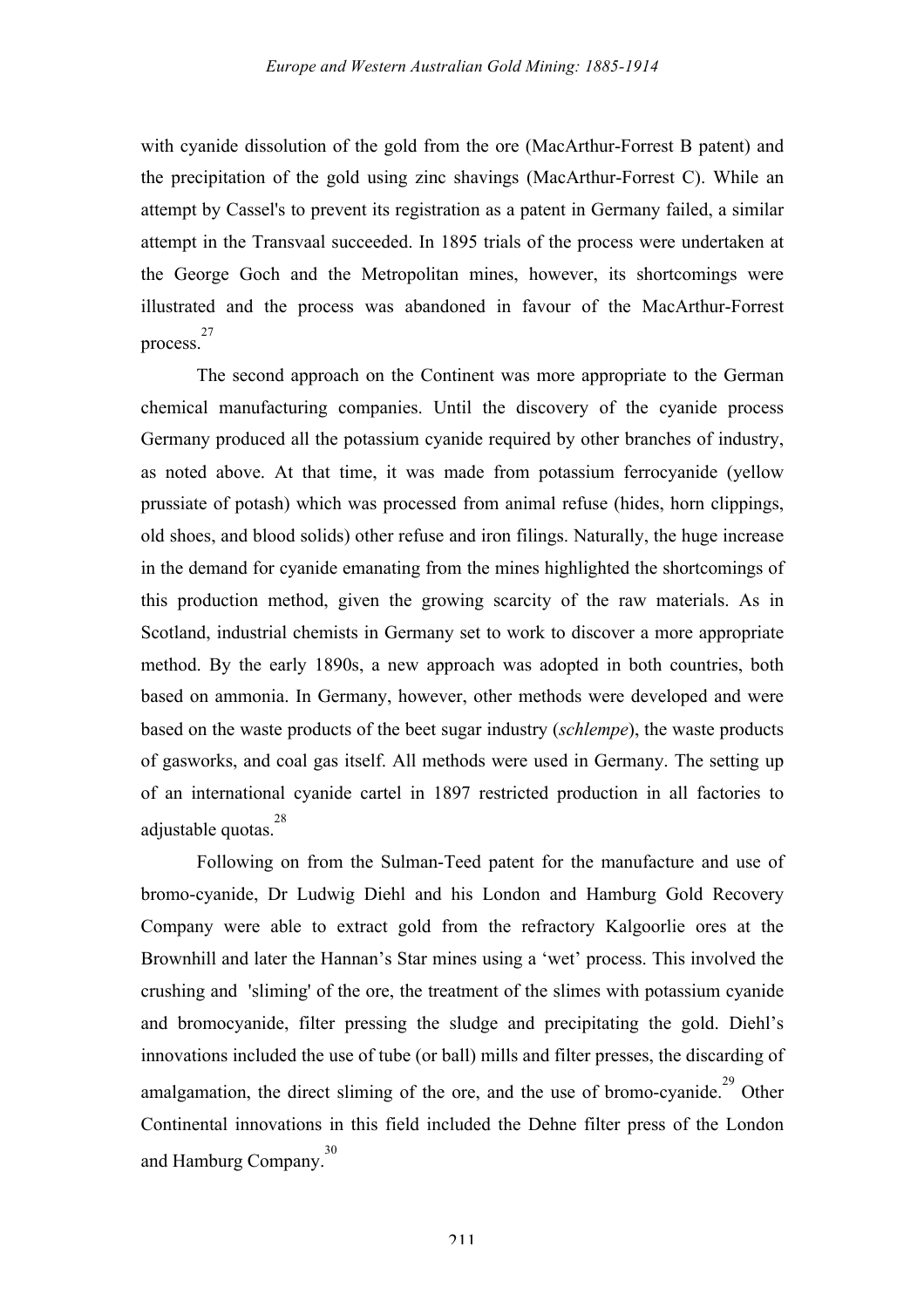with cyanide dissolution of the gold from the ore (MacArthur-Forrest B patent) and the precipitation of the gold using zinc shavings (MacArthur-Forrest C). While an attempt by Cassel's to prevent its registration as a patent in Germany failed, a similar attempt in the Transvaal succeeded. In 1895 trials of the process were undertaken at the George Goch and the Metropolitan mines, however, its shortcomings were illustrated and the process was abandoned in favour of the MacArthur-Forrest process.[27]

The second approach on the Continent was more appropriate to the German chemical manufacturing companies. Until the discovery of the cyanide process Germany produced all the potassium cyanide required by other branches of industry, as noted above. At that time, it was made from potassium ferrocyanide (yellow prussiate of potash) which was processed from animal refuse (hides, horn clippings, old shoes, and blood solids) other refuse and iron filings. Naturally, the huge increase in the demand for cyanide emanating from the mines highlighted the shortcomings of this production method, given the growing scarcity of the raw materials. As in Scotland, industrial chemists in Germany set to work to discover a more appropriate method. By the early 1890s, a new approach was adopted in both countries, both based on ammonia. In Germany, however, other methods were developed and were based on the waste products of the beet sugar industry (*schlempe*), the waste products of gasworks, and coal gas itself. All methods were used in Germany. The setting up of an international cyanide cartel in 1897 restricted production in all factories to adjustable quotas.[28]

Following on from the Sulman-Teed patent for the manufacture and use of bromo-cyanide, Dr Ludwig Diehl and his London and Hamburg Gold Recovery Company were able to extract gold from the refractory Kalgoorlie ores at the Brownhill and later the Hannan's Star mines using a 'wet' process. This involved the crushing and 'sliming' of the ore, the treatment of the slimes with potassium cyanide and bromocyanide, filter pressing the sludge and precipitating the gold. Diehl's innovations included the use of tube (or ball) mills and filter presses, the discarding of amalgamation, the direct sliming of the ore, and the use of bromo-cyanide.[29] Other Continental innovations in this field included the Dehne filter press of the London and Hamburg Company.[30]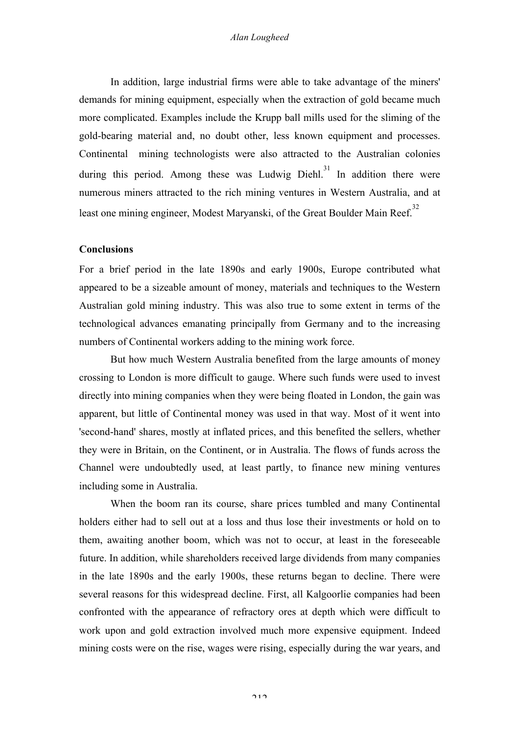In addition, large industrial firms were able to take advantage of the miners' demands for mining equipment, especially when the extraction of gold became much more complicated. Examples include the Krupp ball mills used for the sliming of the gold-bearing material and, no doubt other, less known equipment and processes. Continental mining technologists were also attracted to the Australian colonies during this period. Among these was Ludwig Diehl.[31] In addition there were numerous miners attracted to the rich mining ventures in Western Australia, and at least one mining engineer, Modest Maryanski, of the Great Boulder Main Reef.[32]

**Conclusions**

For a brief period in the late 1890s and early 1900s, Europe contributed what appeared to be a sizeable amount of money, materials and techniques to the Western Australian gold mining industry. This was also true to some extent in terms of the technological advances emanating principally from Germany and to the increasing numbers of Continental workers adding to the mining work force.

But how much Western Australia benefited from the large amounts of money crossing to London is more difficult to gauge. Where such funds were used to invest directly into mining companies when they were being floated in London, the gain was apparent, but little of Continental money was used in that way. Most of it went into 'second-hand' shares, mostly at inflated prices, and this benefited the sellers, whether they were in Britain, on the Continent, or in Australia. The flows of funds across the Channel were undoubtedly used, at least partly, to finance new mining ventures including some in Australia.

When the boom ran its course, share prices tumbled and many Continental holders either had to sell out at a loss and thus lose their investments or hold on to them, awaiting another boom, which was not to occur, at least in the foreseeable future. In addition, while shareholders received large dividends from many companies in the late 1890s and the early 1900s, these returns began to decline. There were several reasons for this widespread decline. First, all Kalgoorlie companies had been confronted with the appearance of refractory ores at depth which were difficult to work upon and gold extraction involved much more expensive equipment. Indeed mining costs were on the rise, wages were rising, especially during the war years, and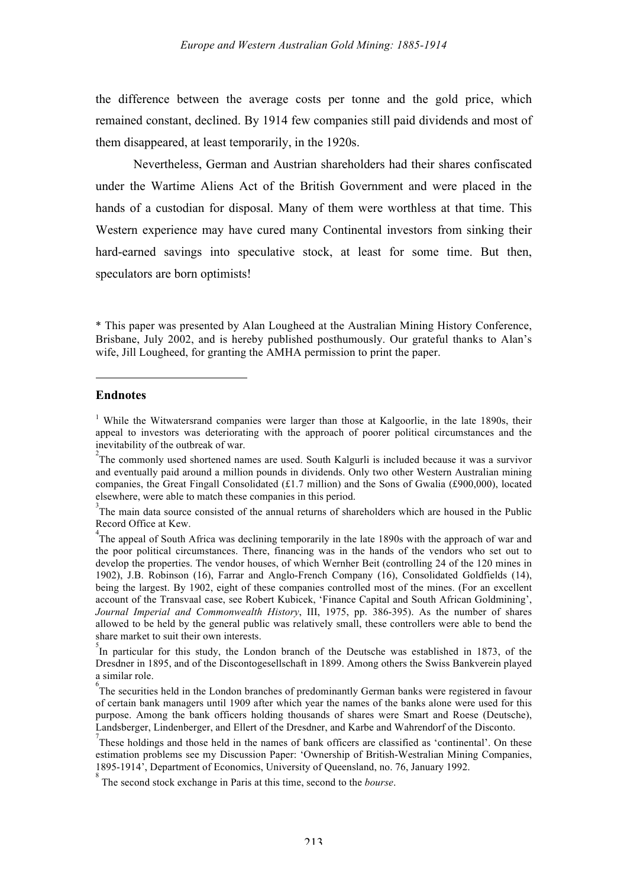the difference between the average costs per tonne and the gold price, which remained constant, declined. By 1914 few companies still paid dividends and most of them disappeared, at least temporarily, in the 1920s.

Nevertheless, German and Austrian shareholders had their shares confiscated under the Wartime Aliens Act of the British Government and were placed in the hands of a custodian for disposal. Many of them were worthless at that time. This Western experience may have cured many Continental investors from sinking their hard-earned savings into speculative stock, at least for some time. But then, speculators are born optimists!

* This paper was presented by Alan Lougheed at the Australian Mining History Conference, Brisbane, July 2002, and is hereby published posthumously. Our grateful thanks to Alan's wife, Jill Lougheed, for granting the AMHA permission to print the paper.

---

## Endnotes

[1] While the Witwatersrand companies were larger than those at Kalgoorlie, in the late 1890s, their appeal to investors was deteriorating with the approach of poorer political circumstances and the inevitability of the outbreak of war.

[2] The commonly used shortened names are used. South Kalgurli is included because it was a survivor and eventually paid around a million pounds in dividends. Only two other Western Australian mining companies, the Great Fingall Consolidated (£1.7 million) and the Sons of Gwalia (£900,000), located elsewhere, were able to match these companies in this period.

[3] The main data source consisted of the annual returns of shareholders which are housed in the Public Record Office at Kew.

[4] The appeal of South Africa was declining temporarily in the late 1890s with the approach of war and the poor political circumstances. There, financing was in the hands of the vendors who set out to develop the properties. The vendor houses, of which Wernher Beit (controlling 24 of the 120 mines in 1902), J.B. Robinson (16), Farrar and Anglo-French Company (16), Consolidated Goldfields (14), being the largest. By 1902, eight of these companies controlled most of the mines. (For an excellent account of the Transvaal case, see Robert Kubicek, 'Finance Capital and South African Goldmining', *Journal Imperial and Commonwealth History*, III, 1975, pp. 386-395). As the number of shares allowed to be held by the general public was relatively small, these controllers were able to bend the share market to suit their own interests.

[5] In particular for this study, the London branch of the Deutsche was established in 1873, of the Dresdner in 1895, and of the Discontogesellschaft in 1899. Among others the Swiss Bankverein played a similar role.

[6] The securities held in the London branches of predominantly German banks were registered in favour of certain bank managers until 1909 after which year the names of the banks alone were used for this purpose. Among the bank officers holding thousands of shares were Smart and Roese (Deutsche), Landsberger, Lindenberger, and Ellert of the Dresdner, and Karbe and Wahrendorf of the Disconto.

[7] These holdings and those held in the names of bank officers are classified as 'continental'. On these estimation problems see my Discussion Paper: 'Ownership of British-Westralian Mining Companies, 1895-1914', Department of Economics, University of Queensland, no. 76, January 1992.

[8] The second stock exchange in Paris at this time, second to the *bourse*.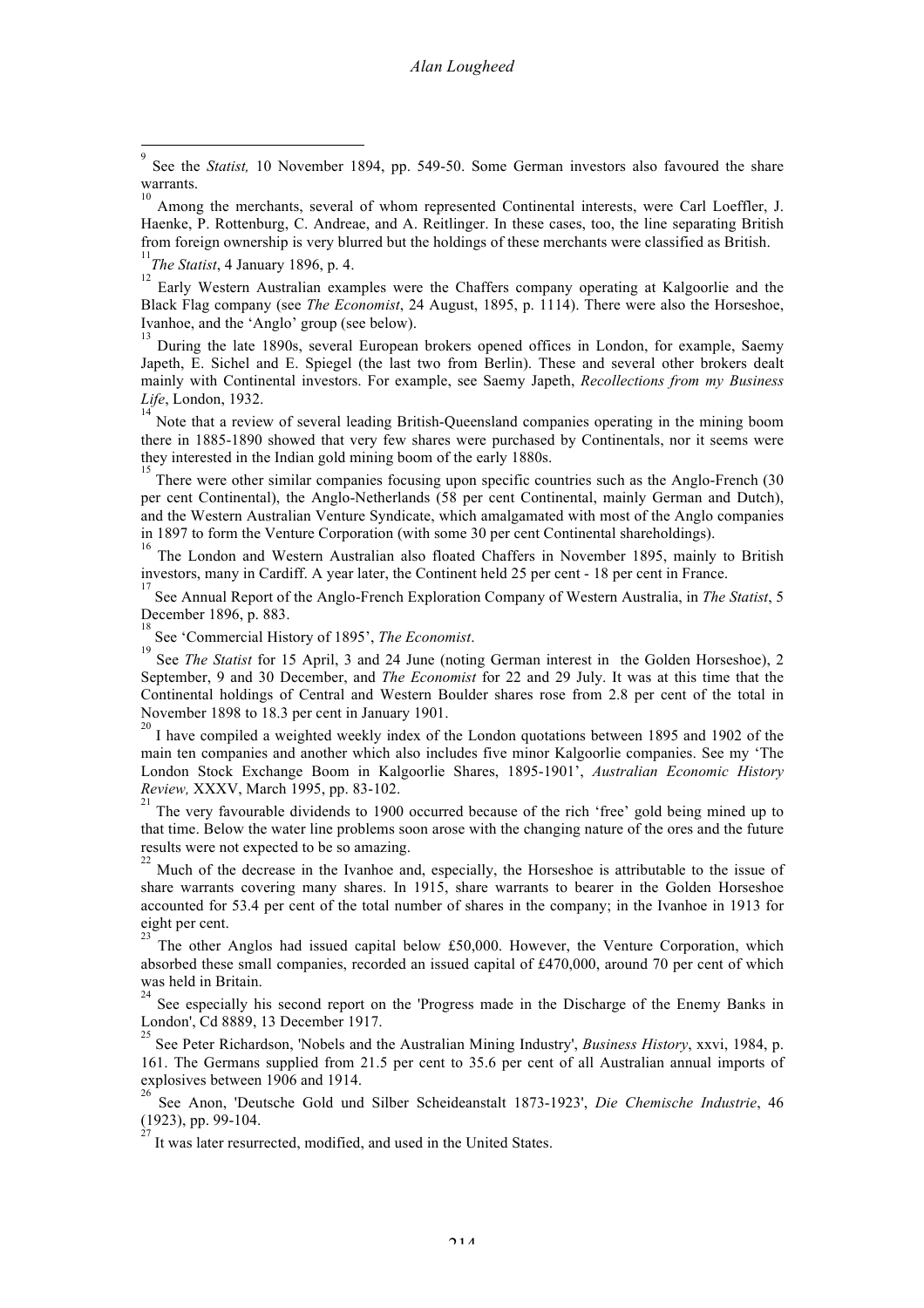[9] See the *Statist,* 10 November 1894, pp. 549-50. Some German investors also favoured the share warrants.

[10] Among the merchants, several of whom represented Continental interests, were Carl Loeffler, J. Haenke, P. Rottenburg, C. Andreae, and A. Reitlinger. In these cases, too, the line separating British from foreign ownership is very blurred but the holdings of these merchants were classified as British.

[11] *The Statist*, 4 January 1896, p. 4.

[12] Early Western Australian examples were the Chaffers company operating at Kalgoorlie and the Black Flag company (see *The Economist*, 24 August, 1895, p. 1114). There were also the Horseshoe, Ivanhoe, and the 'Anglo' group (see below).

[13] During the late 1890s, several European brokers opened offices in London, for example, Saemy Japeth, E. Sichel and E. Spiegel (the last two from Berlin). These and several other brokers dealt mainly with Continental investors. For example, see Saemy Japeth, *Recollections from my Business Life*, London, 1932.

[14] Note that a review of several leading British-Queensland companies operating in the mining boom there in 1885-1890 showed that very few shares were purchased by Continentals, nor it seems were they interested in the Indian gold mining boom of the early 1880s.

[15] There were other similar companies focusing upon specific countries such as the Anglo-French (30 per cent Continental), the Anglo-Netherlands (58 per cent Continental, mainly German and Dutch), and the Western Australian Venture Syndicate, which amalgamated with most of the Anglo companies in 1897 to form the Venture Corporation (with some 30 per cent Continental shareholdings).

[16] The London and Western Australian also floated Chaffers in November 1895, mainly to British investors, many in Cardiff. A year later, the Continent held 25 per cent - 18 per cent in France.

[17] See Annual Report of the Anglo-French Exploration Company of Western Australia, in *The Statist*, 5 December 1896, p. 883.

[18] See 'Commercial History of 1895', *The Economist*.

[19] See *The Statist* for 15 April, 3 and 24 June (noting German interest in the Golden Horseshoe), 2 September, 9 and 30 December, and *The Economist* for 22 and 29 July. It was at this time that the Continental holdings of Central and Western Boulder shares rose from 2.8 per cent of the total in November 1898 to 18.3 per cent in January 1901.

[20] I have compiled a weighted weekly index of the London quotations between 1895 and 1902 of the main ten companies and another which also includes five minor Kalgoorlie companies. See my 'The London Stock Exchange Boom in Kalgoorlie Shares, 1895-1901', *Australian Economic History Review,* XXXV, March 1995, pp. 83-102.

[21] The very favourable dividends to 1900 occurred because of the rich 'free' gold being mined up to that time. Below the water line problems soon arose with the changing nature of the ores and the future results were not expected to be so amazing.

[22] Much of the decrease in the Ivanhoe and, especially, the Horseshoe is attributable to the issue of share warrants covering many shares. In 1915, share warrants to bearer in the Golden Horseshoe accounted for 53.4 per cent of the total number of shares in the company; in the Ivanhoe in 1913 for eight per cent.

[23] The other Anglos had issued capital below £50,000. However, the Venture Corporation, which absorbed these small companies, recorded an issued capital of £470,000, around 70 per cent of which was held in Britain.

[24] See especially his second report on the 'Progress made in the Discharge of the Enemy Banks in London', Cd 8889, 13 December 1917.

[25] See Peter Richardson, 'Nobels and the Australian Mining Industry', *Business History*, xxvi, 1984, p. 161. The Germans supplied from 21.5 per cent to 35.6 per cent of all Australian annual imports of explosives between 1906 and 1914.

[26] See Anon, 'Deutsche Gold und Silber Scheideanstalt 1873-1923', *Die Chemische Industrie*, 46 (1923), pp. 99-104.

[27] It was later resurrected, modified, and used in the United States.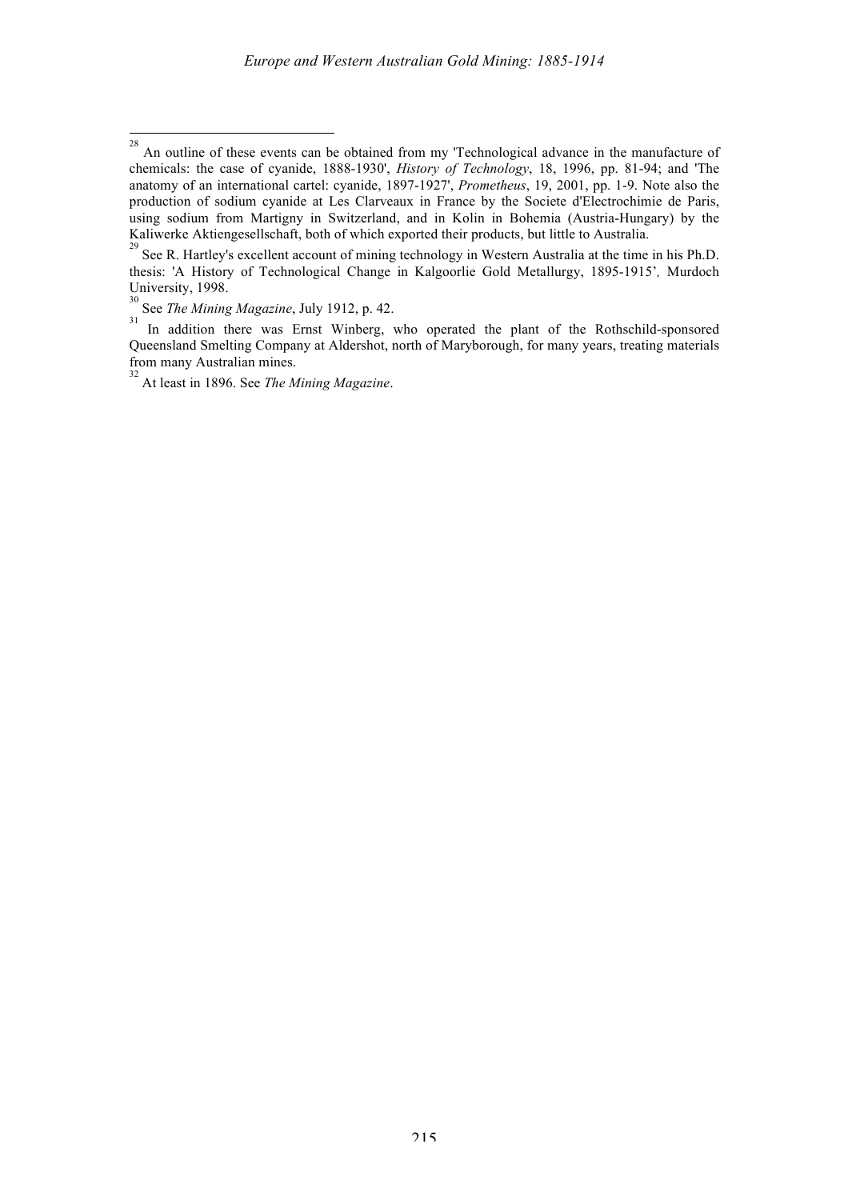[28] An outline of these events can be obtained from my 'Technological advance in the manufacture of chemicals: the case of cyanide, 1888-1930', *History of Technology*, 18, 1996, pp. 81-94; and 'The anatomy of an international cartel: cyanide, 1897-1927', *Prometheus*, 19, 2001, pp. 1-9. Note also the production of sodium cyanide at Les Clarveaux in France by the Societe d'Electrochimie de Paris, using sodium from Martigny in Switzerland, and in Kolin in Bohemia (Austria-Hungary) by the Kaliwerke Aktiengesellschaft, both of which exported their products, but little to Australia.

[29] See R. Hartley's excellent account of mining technology in Western Australia at the time in his Ph.D. thesis: 'A History of Technological Change in Kalgoorlie Gold Metallurgy, 1895-1915', Murdoch University, 1998.

[30] See *The Mining Magazine*, July 1912, p. 42.

[31] In addition there was Ernst Winberg, who operated the plant of the Rothschild-sponsored Queensland Smelting Company at Aldershot, north of Maryborough, for many years, treating materials from many Australian mines.

[32] At least in 1896. See *The Mining Magazine*.